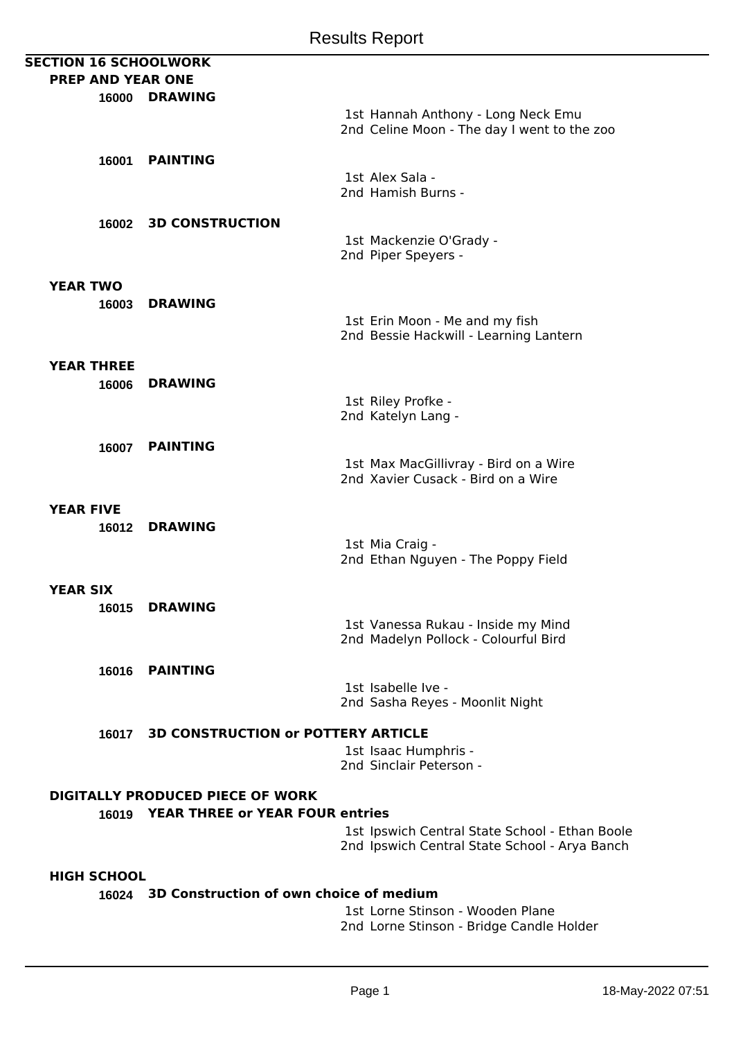# Results Report

## SECTION 16 SCHOOLWORK

### PREP AND YEAR ONE

**16000 DRAWING**

1st Hannah Anthony - Long Neck Emu
2nd Celine Moon - The day I went to the zoo

**16001 PAINTING**

1st Alex Sala -
2nd Hamish Burns -

**16002 3D CONSTRUCTION**

1st Mackenzie O'Grady -
2nd Piper Speyers -

### YEAR TWO

**16003 DRAWING**

1st Erin Moon - Me and my fish
2nd Bessie Hackwill - Learning Lantern

### YEAR THREE

**16006 DRAWING**

1st Riley Profke -
2nd Katelyn Lang -

**16007 PAINTING**

1st Max MacGillivray - Bird on a Wire
2nd Xavier Cusack - Bird on a Wire

### YEAR FIVE

**16012 DRAWING**

1st Mia Craig -
2nd Ethan Nguyen - The Poppy Field

### YEAR SIX

**16015 DRAWING**

1st Vanessa Rukau - Inside my Mind
2nd Madelyn Pollock - Colourful Bird

**16016 PAINTING**

1st Isabelle Ive -
2nd Sasha Reyes - Moonlit Night

**16017 3D CONSTRUCTION or POTTERY ARTICLE**

1st Isaac Humphris -
2nd Sinclair Peterson -

### DIGITALLY PRODUCED PIECE OF WORK

**16019 YEAR THREE or YEAR FOUR entries**

1st Ipswich Central State School - Ethan Boole
2nd Ipswich Central State School - Arya Banch

### HIGH SCHOOL

**16024 3D Construction of own choice of medium**

1st Lorne Stinson - Wooden Plane
2nd Lorne Stinson - Bridge Candle Holder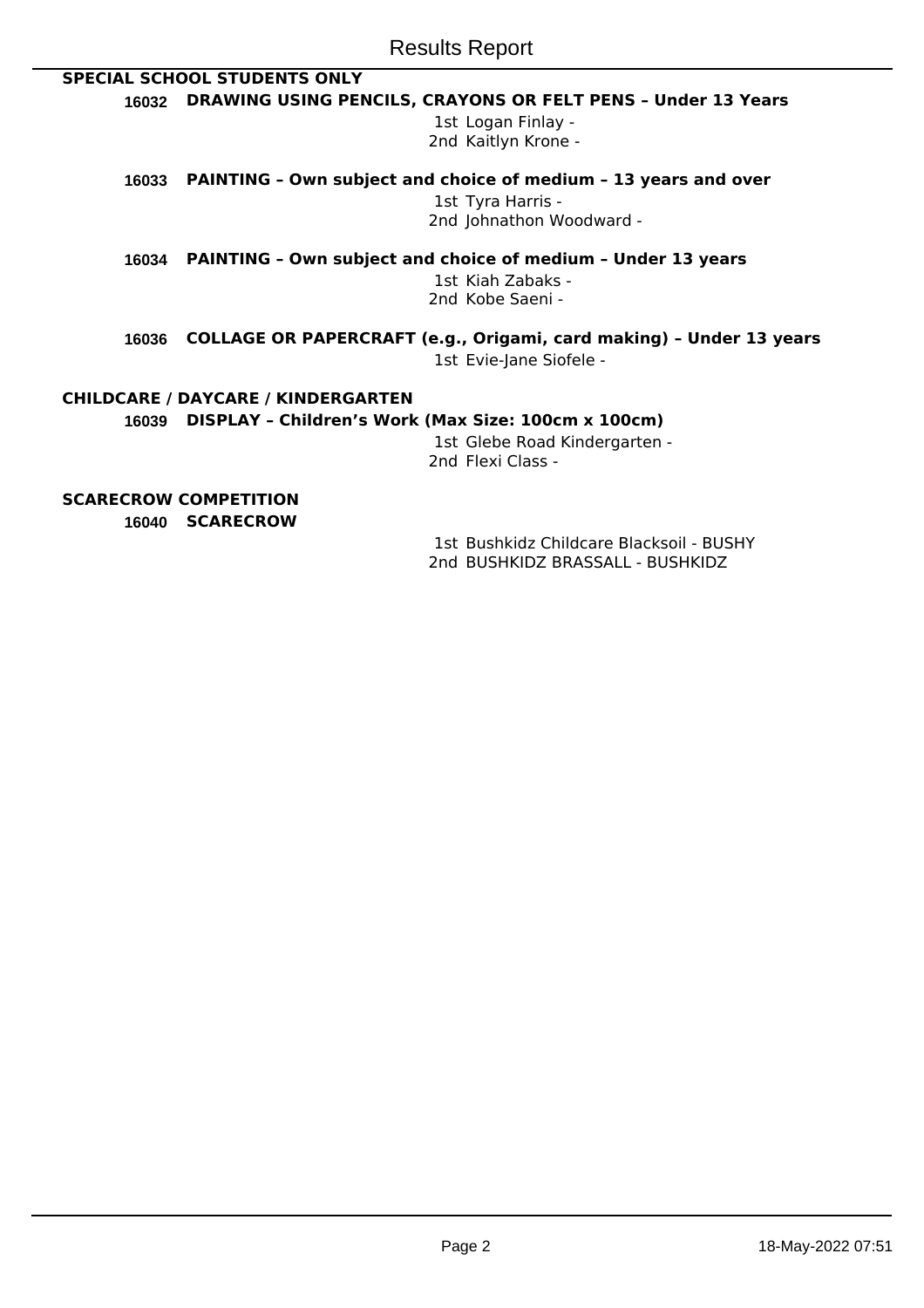## SPECIAL SCHOOL STUDENTS ONLY

### 16032 DRAWING USING PENCILS, CRAYONS OR FELT PENS – Under 13 Years

1st Logan Finlay -
2nd Kaitlyn Krone -

### 16033 PAINTING – Own subject and choice of medium – 13 years and over

1st Tyra Harris -
2nd Johnathon Woodward -

### 16034 PAINTING – Own subject and choice of medium – Under 13 years

1st Kiah Zabaks -
2nd Kobe Saeni -

### 16036 COLLAGE OR PAPERCRAFT (e.g., Origami, card making) – Under 13 years

1st Evie-Jane Siofele -

## CHILDCARE / DAYCARE / KINDERGARTEN

### 16039 DISPLAY – Children's Work (Max Size: 100cm x 100cm)

1st Glebe Road Kindergarten -
2nd Flexi Class -

## SCARECROW COMPETITION

### 16040 SCARECROW

1st Bushkidz Childcare Blacksoil - BUSHY
2nd BUSHKIDZ BRASSALL - BUSHKIDZ